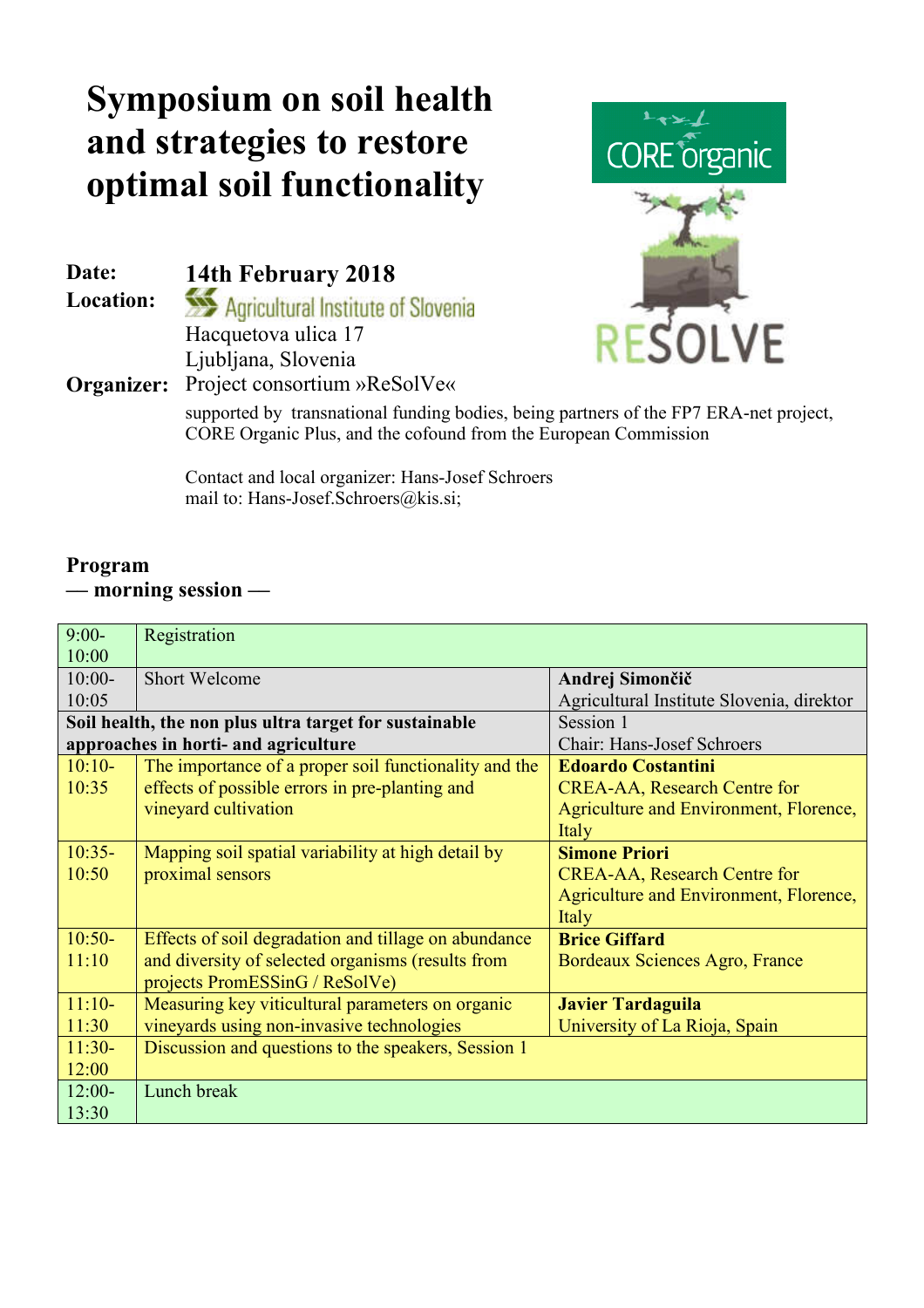# Symposium on soil health and strategies to restore optimal soil functionality

**Date:** **14th February 2018**

**Location:** Agricultural Institute of Slovenia
Hacquetova ulica 17
Ljubljana, Slovenia

**Organizer:** Project consortium »ReSolVe«

supported by transnational funding bodies, being partners of the FP7 ERA-net project, CORE Organic Plus, and the cofound from the European Commission

Contact and local organizer: Hans-Josef Schroers
mail to: Hans-Josef.Schroers@kis.si;

CORE organic

RESOLVE

## Program

### — morning session —

| | | |
|---|---|---|
| 9:00-10:00 | Registration | |
| 10:00-10:05 | Short Welcome | **Andrej Simončič** Agricultural Institute Slovenia, direktor |
| **Soil health, the non plus ultra target for sustainable approaches in horti- and agriculture** | | Session 1 Chair: Hans-Josef Schroers |
| 10:10-10:35 | The importance of a proper soil functionality and the effects of possible errors in pre-planting and vineyard cultivation | **Edoardo Costantini** CREA-AA, Research Centre for Agriculture and Environment, Florence, Italy |
| 10:35-10:50 | Mapping soil spatial variability at high detail by proximal sensors | **Simone Priori** CREA-AA, Research Centre for Agriculture and Environment, Florence, Italy |
| 10:50-11:10 | Effects of soil degradation and tillage on abundance and diversity of selected organisms (results from projects PromESSinG / ReSolVe) | **Brice Giffard** Bordeaux Sciences Agro, France |
| 11:10-11:30 | Measuring key viticultural parameters on organic vineyards using non-invasive technologies | **Javier Tardaguila** University of La Rioja, Spain |
| 11:30-12:00 | Discussion and questions to the speakers, Session 1 | |
| 12:00-13:30 | Lunch break | |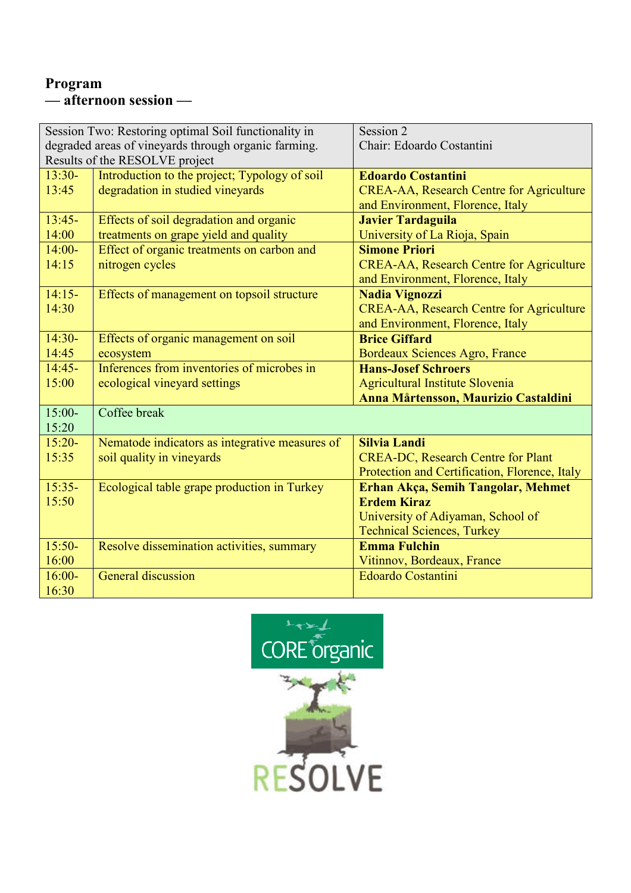**Program**
**— afternoon session —**

| | | |
|---|---|---|
| Session Two: Restoring optimal Soil functionality in degraded areas of vineyards through organic farming. Results of the RESOLVE project | | Session 2<br>Chair: Edoardo Costantini |
| 13:30-13:45 | Introduction to the project; Typology of soil degradation in studied vineyards | **Edoardo Costantini**<br>CREA-AA, Research Centre for Agriculture and Environment, Florence, Italy |
| 13:45-14:00 | Effects of soil degradation and organic treatments on grape yield and quality | **Javier Tardaguila**<br>University of La Rioja, Spain |
| 14:00-14:15 | Effect of organic treatments on carbon and nitrogen cycles | **Simone Priori**<br>CREA-AA, Research Centre for Agriculture and Environment, Florence, Italy |
| 14:15-14:30 | Effects of management on topsoil structure | **Nadia Vignozzi**<br>CREA-AA, Research Centre for Agriculture and Environment, Florence, Italy |
| 14:30-14:45 | Effects of organic management on soil ecosystem | **Brice Giffard**<br>Bordeaux Sciences Agro, France |
| 14:45-15:00 | Inferences from inventories of microbes in ecological vineyard settings | **Hans-Josef Schroers**<br>Agricultural Institute Slovenia<br>**Anna Mårtensson, Maurizio Castaldini** |
| 15:00-15:20 | Coffee break | |
| 15:20-15:35 | Nematode indicators as integrative measures of soil quality in vineyards | **Silvia Landi**<br>CREA-DC, Research Centre for Plant Protection and Certification, Florence, Italy |
| 15:35-15:50 | Ecological table grape production in Turkey | **Erhan Akça, Semih Tangolar, Mehmet Erdem Kiraz**<br>University of Adiyaman, School of Technical Sciences, Turkey |
| 15:50-16:00 | Resolve dissemination activities, summary | **Emma Fulchin**<br>Vitinnov, Bordeaux, France |
| 16:00-16:30 | General discussion | Edoardo Costantini |

CORE organic

RESOLVE